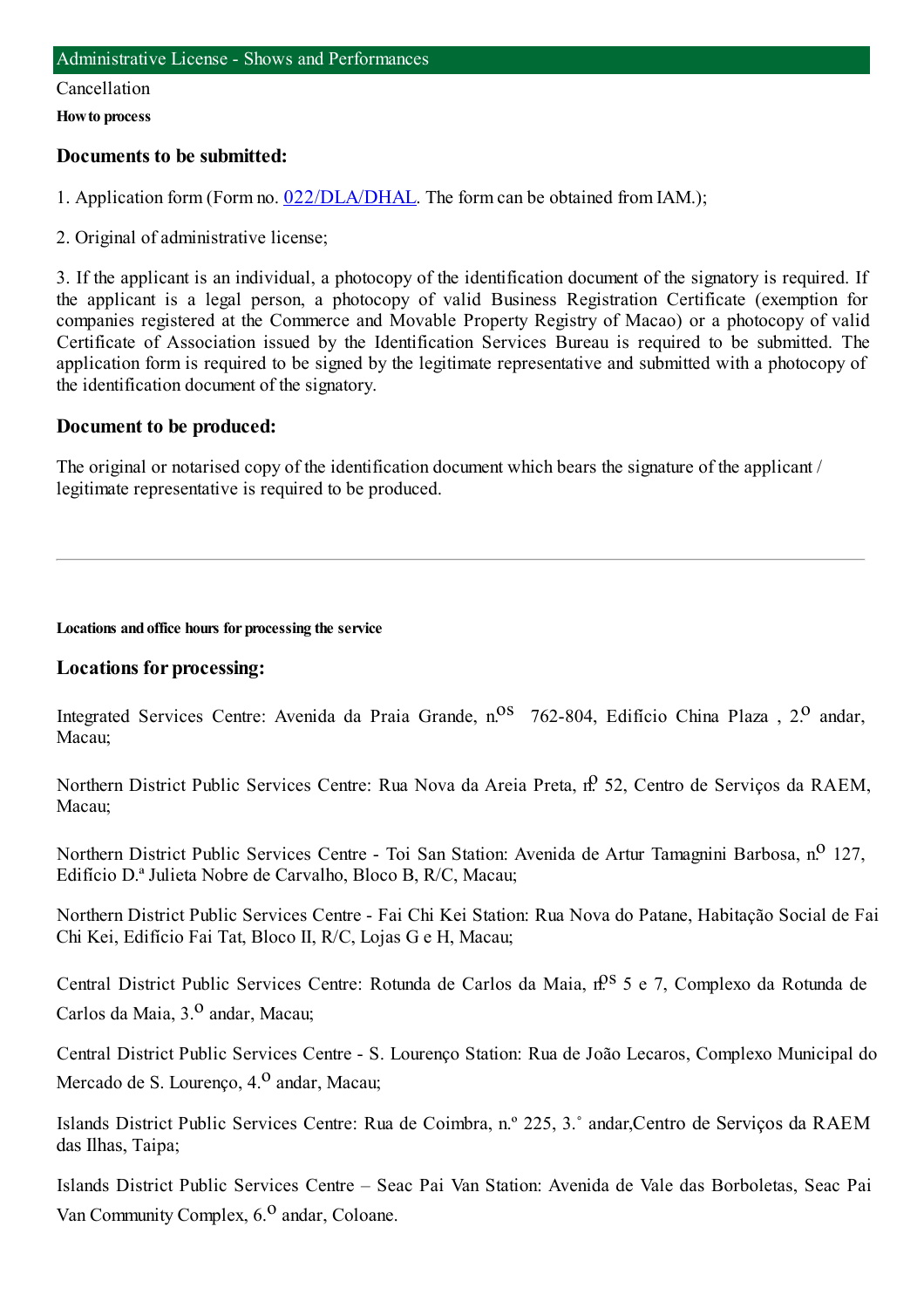# Administrative License - Shows and Performances

Cancellation

**How to process**

### Documents to be submitted:

1. Application form (Form no. 022/DLA/DHAL. The form can be obtained from IAM.);

2. Original of administrative license;

3. If the applicant is an individual, a photocopy of the identification document of the signatory is required. If the applicant is a legal person, a photocopy of valid Business Registration Certificate (exemption for companies registered at the Commerce and Movable Property Registry of Macao) or a photocopy of valid Certificate of Association issued by the Identification Services Bureau is required to be submitted. The application form is required to be signed by the legitimate representative and submitted with a photocopy of the identification document of the signatory.

### Document to be produced:

The original or notarised copy of the identification document which bears the signature of the applicant / legitimate representative is required to be produced.

---

**Locations and office hours for processing the service**

### Locations for processing:

Integrated Services Centre: Avenida da Praia Grande, n.os 762-804, Edifício China Plaza , 2.o andar, Macau;

Northern District Public Services Centre: Rua Nova da Areia Preta, n.o 52, Centro de Serviços da RAEM, Macau;

Northern District Public Services Centre - Toi San Station: Avenida de Artur Tamagnini Barbosa, n.o 127, Edifício D.ª Julieta Nobre de Carvalho, Bloco B, R/C, Macau;

Northern District Public Services Centre - Fai Chi Kei Station: Rua Nova do Patane, Habitação Social de Fai Chi Kei, Edifício Fai Tat, Bloco II, R/C, Lojas G e H, Macau;

Central District Public Services Centre: Rotunda de Carlos da Maia, n.os 5 e 7, Complexo da Rotunda de Carlos da Maia, 3.o andar, Macau;

Central District Public Services Centre - S. Lourenço Station: Rua de João Lecaros, Complexo Municipal do Mercado de S. Lourenço, 4.o andar, Macau;

Islands District Public Services Centre: Rua de Coimbra, n.º 225, 3.˚ andar,Centro de Serviços da RAEM das Ilhas, Taipa;

Islands District Public Services Centre – Seac Pai Van Station: Avenida de Vale das Borboletas, Seac Pai Van Community Complex, 6.o andar, Coloane.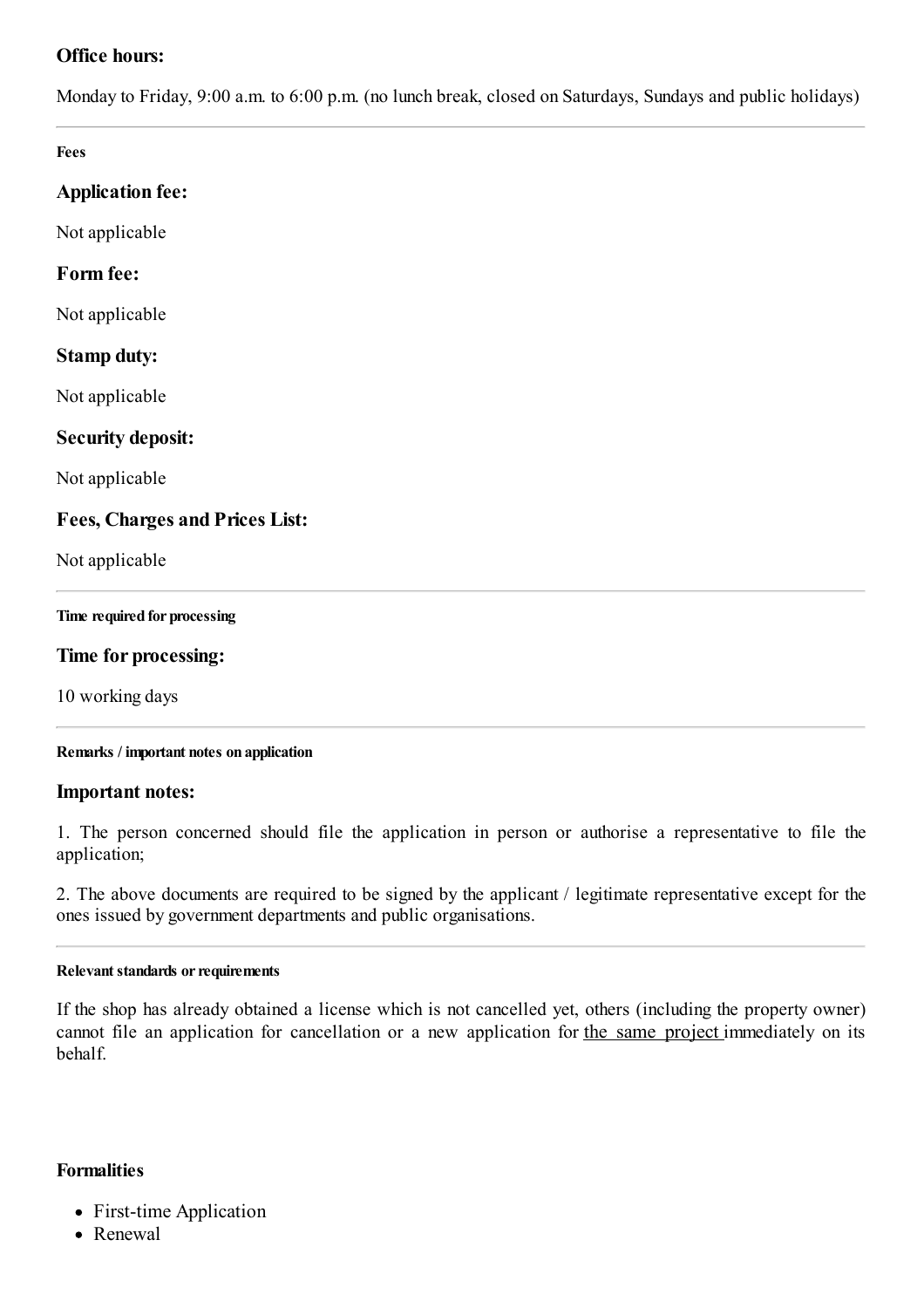**Office hours:**

Monday to Friday, 9:00 a.m. to 6:00 p.m. (no lunch break, closed on Saturdays, Sundays and public holidays)

---

**Fees**

### Application fee:

Not applicable

### Form fee:

Not applicable

### Stamp duty:

Not applicable

### Security deposit:

Not applicable

### Fees, Charges and Prices List:

Not applicable

---

**Time required for processing**

### Time for processing:

10 working days

---

**Remarks / important notes on application**

### Important notes:

1. The person concerned should file the application in person or authorise a representative to file the application;

2. The above documents are required to be signed by the applicant / legitimate representative except for the ones issued by government departments and public organisations.

---

**Relevant standards or requirements**

If the shop has already obtained a license which is not cancelled yet, others (including the property owner) cannot file an application for cancellation or a new application for the same project immediately on its behalf.

**Formalities**

- First-time Application
- Renewal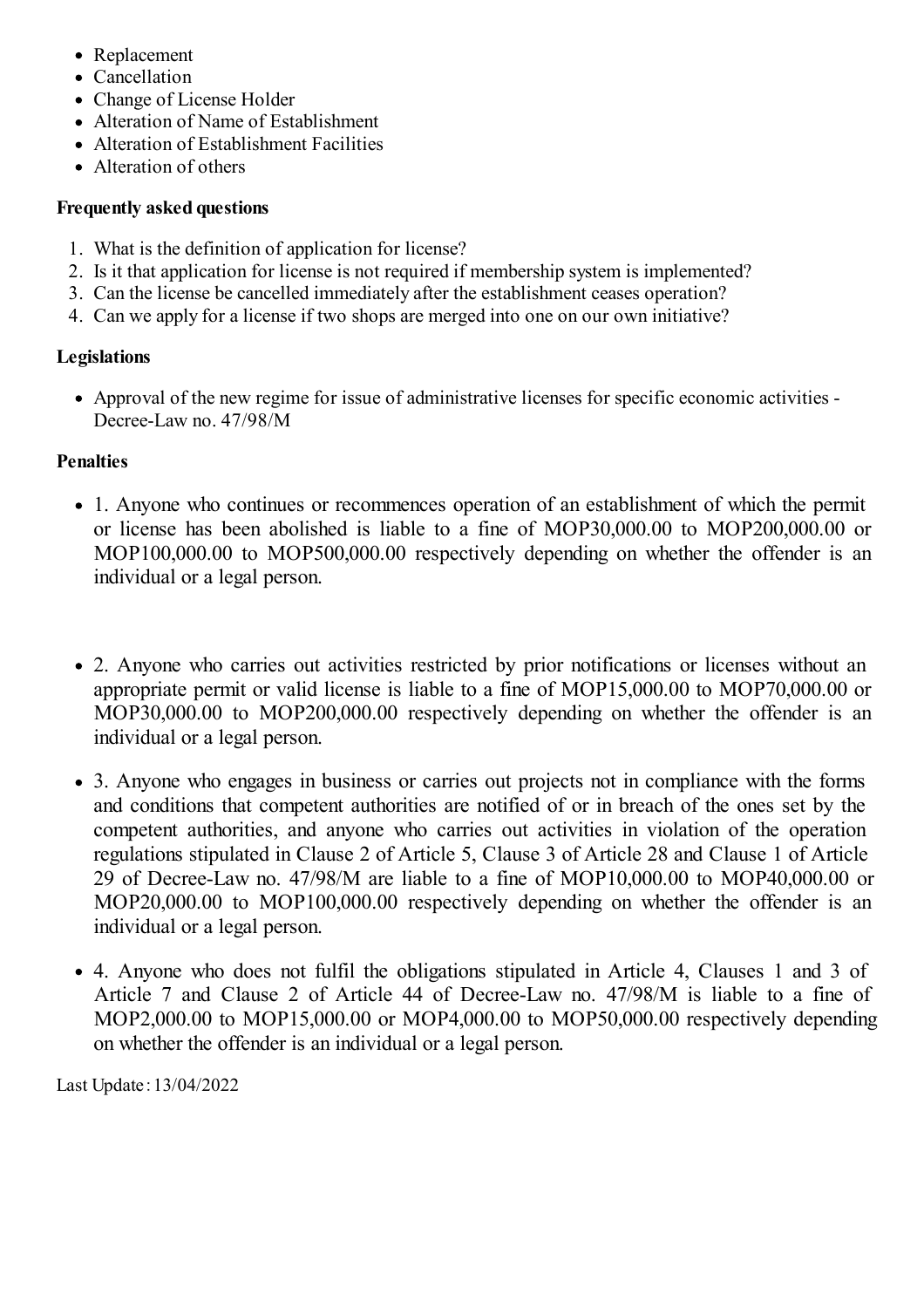- Replacement
- Cancellation
- Change of License Holder
- Alteration of Name of Establishment
- Alteration of Establishment Facilities
- Alteration of others

**Frequently asked questions**

1. What is the definition of application for license?
2. Is it that application for license is not required if membership system is implemented?
3. Can the license be cancelled immediately after the establishment ceases operation?
4. Can we apply for a license if two shops are merged into one on our own initiative?

**Legislations**

- Approval of the new regime for issue of administrative licenses for specific economic activities - Decree-Law no. 47/98/M

**Penalties**

- 1. Anyone who continues or recommences operation of an establishment of which the permit or license has been abolished is liable to a fine of MOP30,000.00 to MOP200,000.00 or MOP100,000.00 to MOP500,000.00 respectively depending on whether the offender is an individual or a legal person.

- 2. Anyone who carries out activities restricted by prior notifications or licenses without an appropriate permit or valid license is liable to a fine of MOP15,000.00 to MOP70,000.00 or MOP30,000.00 to MOP200,000.00 respectively depending on whether the offender is an individual or a legal person.

- 3. Anyone who engages in business or carries out projects not in compliance with the forms and conditions that competent authorities are notified of or in breach of the ones set by the competent authorities, and anyone who carries out activities in violation of the operation regulations stipulated in Clause 2 of Article 5, Clause 3 of Article 28 and Clause 1 of Article 29 of Decree-Law no. 47/98/M are liable to a fine of MOP10,000.00 to MOP40,000.00 or MOP20,000.00 to MOP100,000.00 respectively depending on whether the offender is an individual or a legal person.

- 4. Anyone who does not fulfil the obligations stipulated in Article 4, Clauses 1 and 3 of Article 7 and Clause 2 of Article 44 of Decree-Law no. 47/98/M is liable to a fine of MOP2,000.00 to MOP15,000.00 or MOP4,000.00 to MOP50,000.00 respectively depending on whether the offender is an individual or a legal person.

Last Update : 13/04/2022